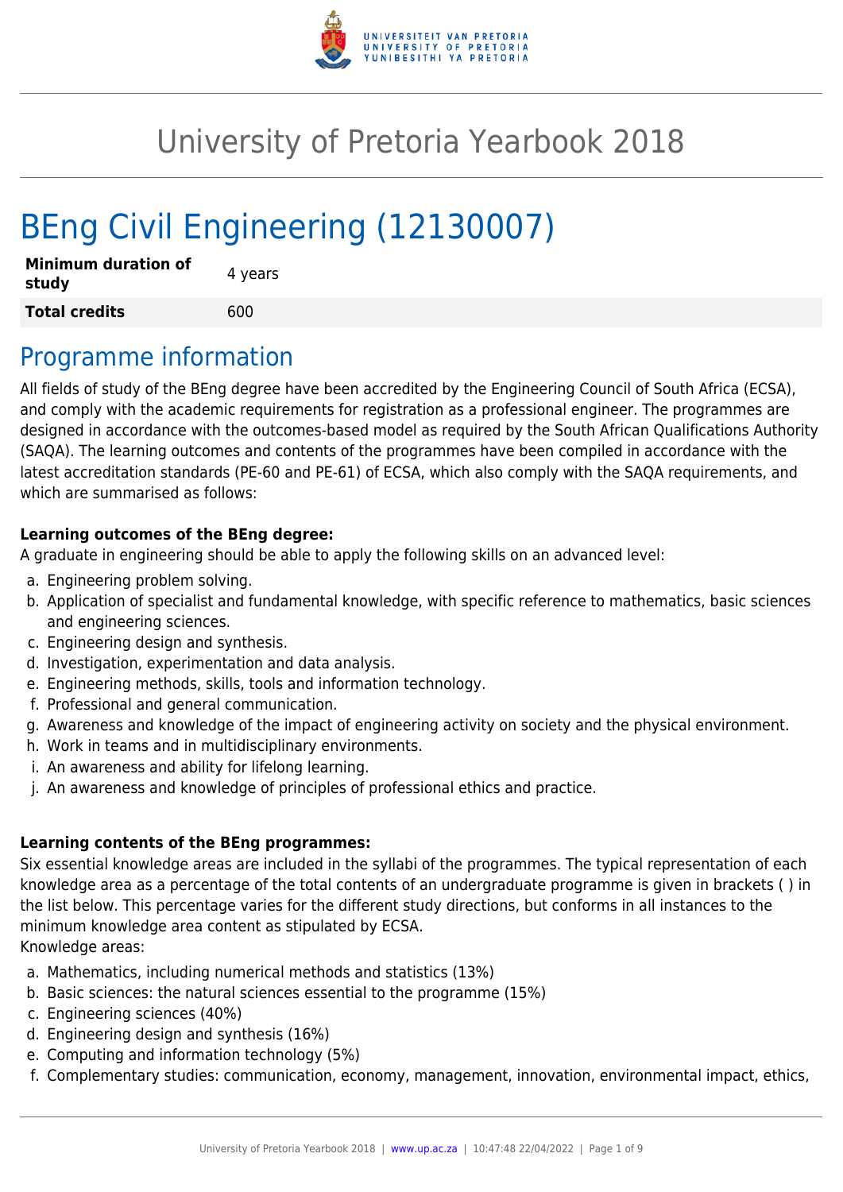# University of Pretoria Yearbook 2018

# BEng Civil Engineering (12130007)

| | |
|---|---|
| **Minimum duration of study** | 4 years |
| **Total credits** | 600 |

## Programme information

All fields of study of the BEng degree have been accredited by the Engineering Council of South Africa (ECSA), and comply with the academic requirements for registration as a professional engineer. The programmes are designed in accordance with the outcomes-based model as required by the South African Qualifications Authority (SAQA). The learning outcomes and contents of the programmes have been compiled in accordance with the latest accreditation standards (PE-60 and PE-61) of ECSA, which also comply with the SAQA requirements, and which are summarised as follows:

**Learning outcomes of the BEng degree:**
A graduate in engineering should be able to apply the following skills on an advanced level:

a. Engineering problem solving.
b. Application of specialist and fundamental knowledge, with specific reference to mathematics, basic sciences and engineering sciences.
c. Engineering design and synthesis.
d. Investigation, experimentation and data analysis.
e. Engineering methods, skills, tools and information technology.
f. Professional and general communication.
g. Awareness and knowledge of the impact of engineering activity on society and the physical environment.
h. Work in teams and in multidisciplinary environments.
i. An awareness and ability for lifelong learning.
j. An awareness and knowledge of principles of professional ethics and practice.

**Learning contents of the BEng programmes:**
Six essential knowledge areas are included in the syllabi of the programmes. The typical representation of each knowledge area as a percentage of the total contents of an undergraduate programme is given in brackets ( ) in the list below. This percentage varies for the different study directions, but conforms in all instances to the minimum knowledge area content as stipulated by ECSA.
Knowledge areas:

a. Mathematics, including numerical methods and statistics (13%)
b. Basic sciences: the natural sciences essential to the programme (15%)
c. Engineering sciences (40%)
d. Engineering design and synthesis (16%)
e. Computing and information technology (5%)
f. Complementary studies: communication, economy, management, innovation, environmental impact, ethics,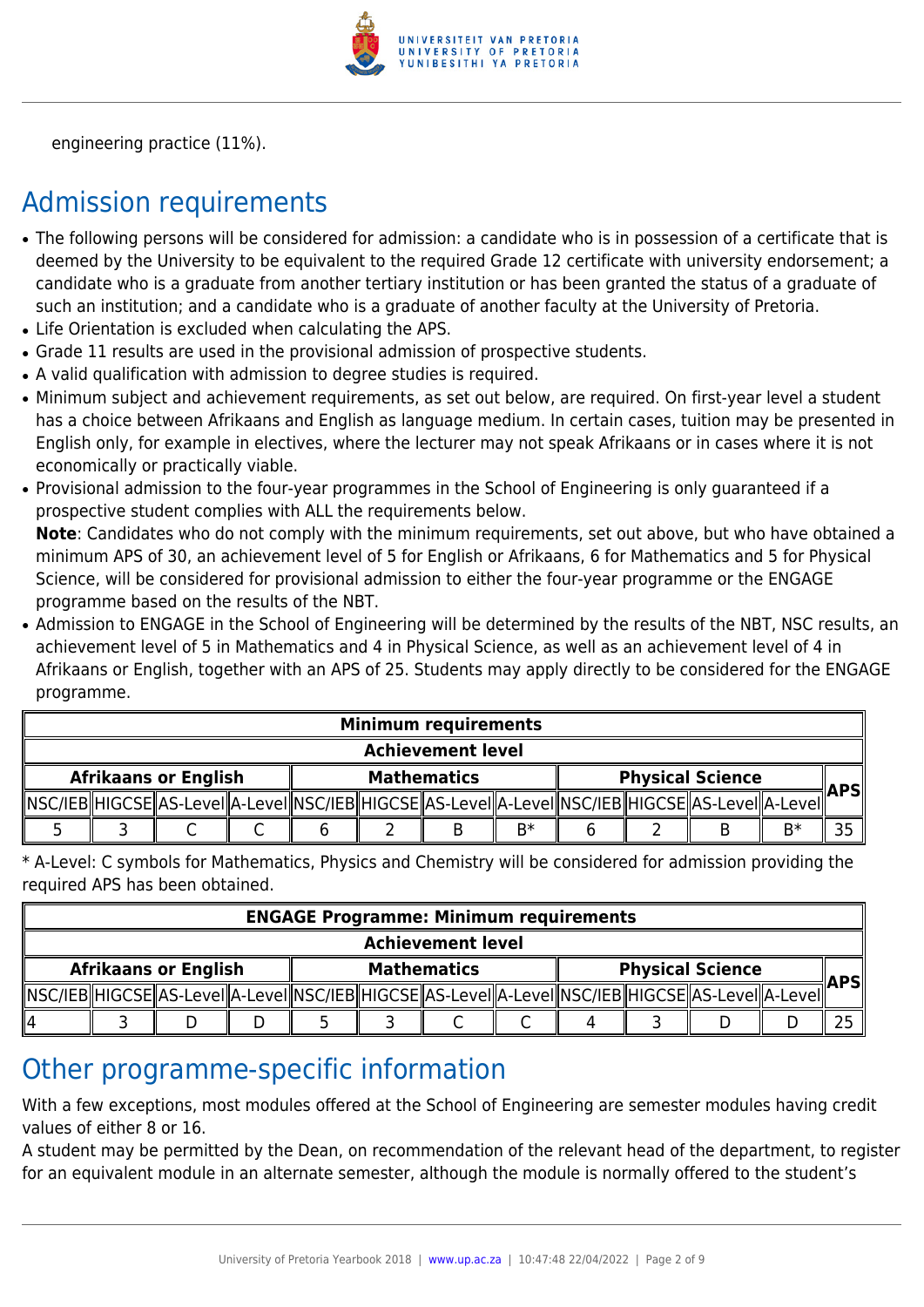engineering practice (11%).

## Admission requirements

- The following persons will be considered for admission: a candidate who is in possession of a certificate that is deemed by the University to be equivalent to the required Grade 12 certificate with university endorsement; a candidate who is a graduate from another tertiary institution or has been granted the status of a graduate of such an institution; and a candidate who is a graduate of another faculty at the University of Pretoria.
- Life Orientation is excluded when calculating the APS.
- Grade 11 results are used in the provisional admission of prospective students.
- A valid qualification with admission to degree studies is required.
- Minimum subject and achievement requirements, as set out below, are required. On first-year level a student has a choice between Afrikaans and English as language medium. In certain cases, tuition may be presented in English only, for example in electives, where the lecturer may not speak Afrikaans or in cases where it is not economically or practically viable.
- Provisional admission to the four-year programmes in the School of Engineering is only guaranteed if a prospective student complies with ALL the requirements below.
  **Note**: Candidates who do not comply with the minimum requirements, set out above, but who have obtained a minimum APS of 30, an achievement level of 5 for English or Afrikaans, 6 for Mathematics and 5 for Physical Science, will be considered for provisional admission to either the four-year programme or the ENGAGE programme based on the results of the NBT.
- Admission to ENGAGE in the School of Engineering will be determined by the results of the NBT, NSC results, an achievement level of 5 in Mathematics and 4 in Physical Science, as well as an achievement level of 4 in Afrikaans or English, together with an APS of 25. Students may apply directly to be considered for the ENGAGE programme.

| Minimum requirements | | | | | | | | | | | | |
|---|---|---|---|---|---|---|---|---|---|---|---|---|
| Achievement level | | | | | | | | | | | | |
| Afrikaans or English | | | | Mathematics | | | | Physical Science | | | | APS |
| NSC/IEB | HIGCSE | AS-Level | A-Level | NSC/IEB | HIGCSE | AS-Level | A-Level | NSC/IEB | HIGCSE | AS-Level | A-Level | |
| 5 | 3 | C | C | 6 | 2 | B | B* | 6 | 2 | B | B* | 35 |

* A-Level: C symbols for Mathematics, Physics and Chemistry will be considered for admission providing the required APS has been obtained.

| ENGAGE Programme: Minimum requirements | | | | | | | | | | | | |
|---|---|---|---|---|---|---|---|---|---|---|---|---|
| Achievement level | | | | | | | | | | | | |
| Afrikaans or English | | | | Mathematics | | | | Physical Science | | | | APS |
| NSC/IEB | HIGCSE | AS-Level | A-Level | NSC/IEB | HIGCSE | AS-Level | A-Level | NSC/IEB | HIGCSE | AS-Level | A-Level | |
| 4 | 3 | D | D | 5 | 3 | C | C | 4 | 3 | D | D | 25 |

## Other programme-specific information

With a few exceptions, most modules offered at the School of Engineering are semester modules having credit values of either 8 or 16.

A student may be permitted by the Dean, on recommendation of the relevant head of the department, to register for an equivalent module in an alternate semester, although the module is normally offered to the student's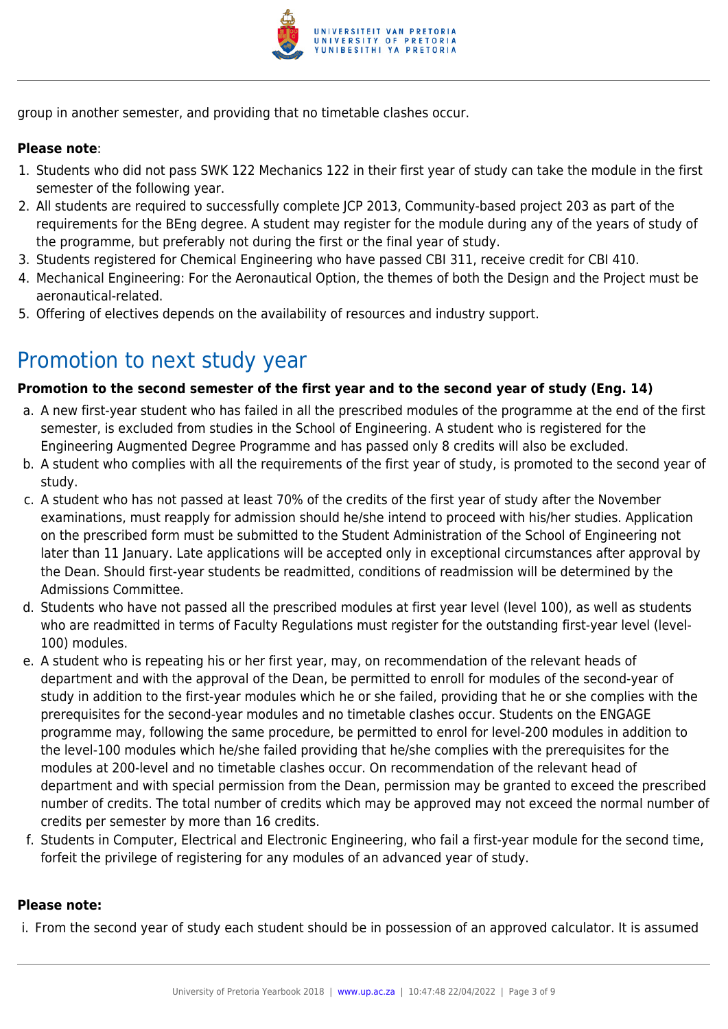group in another semester, and providing that no timetable clashes occur.

**Please note**:

1. Students who did not pass SWK 122 Mechanics 122 in their first year of study can take the module in the first semester of the following year.
2. All students are required to successfully complete JCP 2013, Community-based project 203 as part of the requirements for the BEng degree. A student may register for the module during any of the years of study of the programme, but preferably not during the first or the final year of study.
3. Students registered for Chemical Engineering who have passed CBI 311, receive credit for CBI 410.
4. Mechanical Engineering: For the Aeronautical Option, the themes of both the Design and the Project must be aeronautical-related.
5. Offering of electives depends on the availability of resources and industry support.

# Promotion to next study year

**Promotion to the second semester of the first year and to the second year of study (Eng. 14)**

a. A new first-year student who has failed in all the prescribed modules of the programme at the end of the first semester, is excluded from studies in the School of Engineering. A student who is registered for the Engineering Augmented Degree Programme and has passed only 8 credits will also be excluded.
b. A student who complies with all the requirements of the first year of study, is promoted to the second year of study.
c. A student who has not passed at least 70% of the credits of the first year of study after the November examinations, must reapply for admission should he/she intend to proceed with his/her studies. Application on the prescribed form must be submitted to the Student Administration of the School of Engineering not later than 11 January. Late applications will be accepted only in exceptional circumstances after approval by the Dean. Should first-year students be readmitted, conditions of readmission will be determined by the Admissions Committee.
d. Students who have not passed all the prescribed modules at first year level (level 100), as well as students who are readmitted in terms of Faculty Regulations must register for the outstanding first-year level (level-100) modules.
e. A student who is repeating his or her first year, may, on recommendation of the relevant heads of department and with the approval of the Dean, be permitted to enroll for modules of the second-year of study in addition to the first-year modules which he or she failed, providing that he or she complies with the prerequisites for the second-year modules and no timetable clashes occur. Students on the ENGAGE programme may, following the same procedure, be permitted to enrol for level-200 modules in addition to the level-100 modules which he/she failed providing that he/she complies with the prerequisites for the modules at 200-level and no timetable clashes occur. On recommendation of the relevant head of department and with special permission from the Dean, permission may be granted to exceed the prescribed number of credits. The total number of credits which may be approved may not exceed the normal number of credits per semester by more than 16 credits.
f. Students in Computer, Electrical and Electronic Engineering, who fail a first-year module for the second time, forfeit the privilege of registering for any modules of an advanced year of study.

**Please note:**

i. From the second year of study each student should be in possession of an approved calculator. It is assumed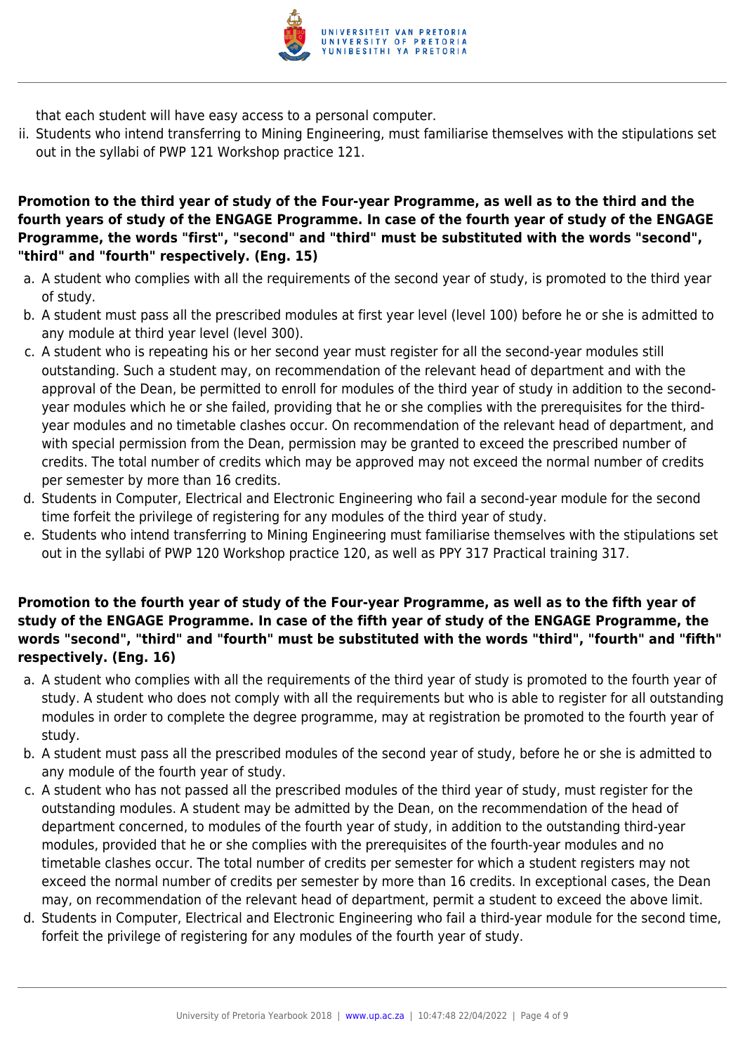that each student will have easy access to a personal computer.

ii. Students who intend transferring to Mining Engineering, must familiarise themselves with the stipulations set out in the syllabi of PWP 121 Workshop practice 121.

**Promotion to the third year of study of the Four-year Programme, as well as to the third and the fourth years of study of the ENGAGE Programme. In case of the fourth year of study of the ENGAGE Programme, the words "first", "second" and "third" must be substituted with the words "second", "third" and "fourth" respectively. (Eng. 15)**

a. A student who complies with all the requirements of the second year of study, is promoted to the third year of study.
b. A student must pass all the prescribed modules at first year level (level 100) before he or she is admitted to any module at third year level (level 300).
c. A student who is repeating his or her second year must register for all the second-year modules still outstanding. Such a student may, on recommendation of the relevant head of department and with the approval of the Dean, be permitted to enroll for modules of the third year of study in addition to the second-year modules which he or she failed, providing that he or she complies with the prerequisites for the third-year modules and no timetable clashes occur. On recommendation of the relevant head of department, and with special permission from the Dean, permission may be granted to exceed the prescribed number of credits. The total number of credits which may be approved may not exceed the normal number of credits per semester by more than 16 credits.
d. Students in Computer, Electrical and Electronic Engineering who fail a second-year module for the second time forfeit the privilege of registering for any modules of the third year of study.
e. Students who intend transferring to Mining Engineering must familiarise themselves with the stipulations set out in the syllabi of PWP 120 Workshop practice 120, as well as PPY 317 Practical training 317.

**Promotion to the fourth year of study of the Four-year Programme, as well as to the fifth year of study of the ENGAGE Programme. In case of the fifth year of study of the ENGAGE Programme, the words "second", "third" and "fourth" must be substituted with the words "third", "fourth" and "fifth" respectively. (Eng. 16)**

a. A student who complies with all the requirements of the third year of study is promoted to the fourth year of study. A student who does not comply with all the requirements but who is able to register for all outstanding modules in order to complete the degree programme, may at registration be promoted to the fourth year of study.
b. A student must pass all the prescribed modules of the second year of study, before he or she is admitted to any module of the fourth year of study.
c. A student who has not passed all the prescribed modules of the third year of study, must register for the outstanding modules. A student may be admitted by the Dean, on the recommendation of the head of department concerned, to modules of the fourth year of study, in addition to the outstanding third-year modules, provided that he or she complies with the prerequisites of the fourth-year modules and no timetable clashes occur. The total number of credits per semester for which a student registers may not exceed the normal number of credits per semester by more than 16 credits. In exceptional cases, the Dean may, on recommendation of the relevant head of department, permit a student to exceed the above limit.
d. Students in Computer, Electrical and Electronic Engineering who fail a third-year module for the second time, forfeit the privilege of registering for any modules of the fourth year of study.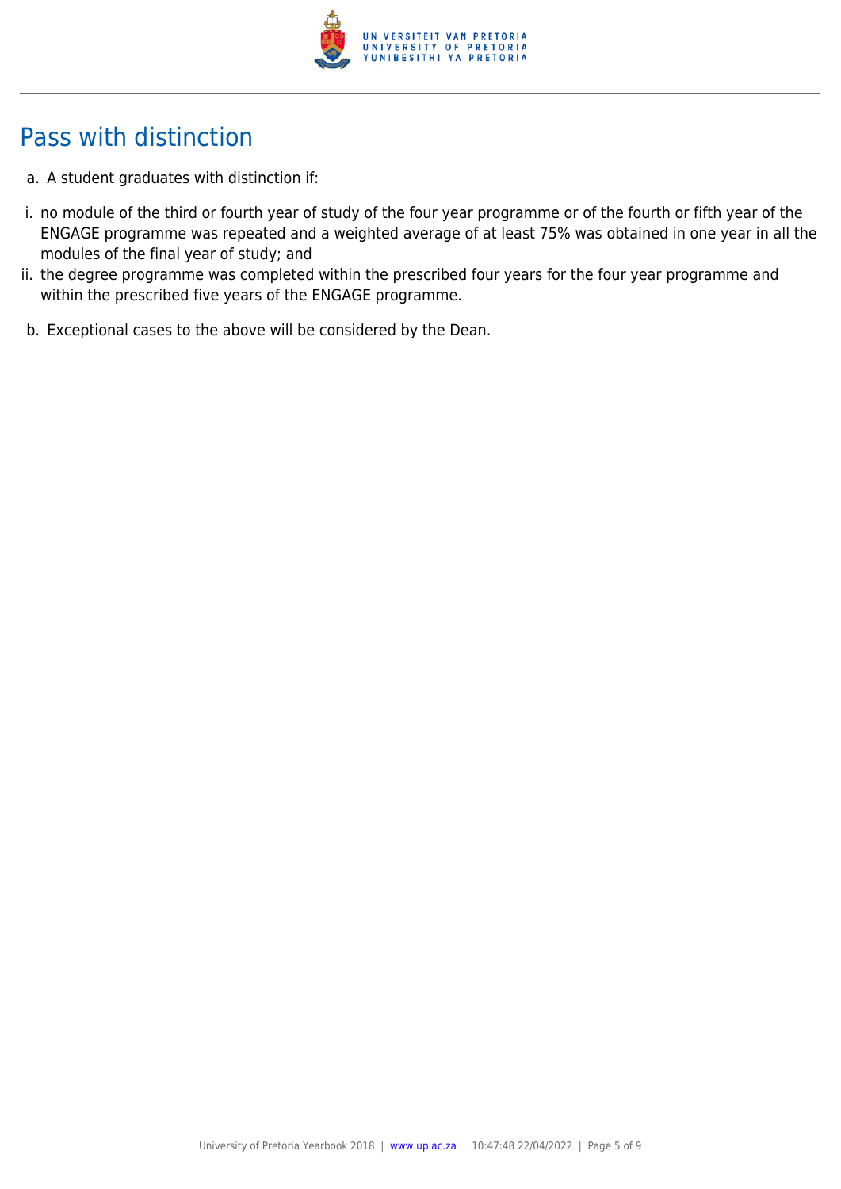## Pass with distinction

a. A student graduates with distinction if:

i. no module of the third or fourth year of study of the four year programme or of the fourth or fifth year of the ENGAGE programme was repeated and a weighted average of at least 75% was obtained in one year in all the modules of the final year of study; and

ii. the degree programme was completed within the prescribed four years for the four year programme and within the prescribed five years of the ENGAGE programme.

b. Exceptional cases to the above will be considered by the Dean.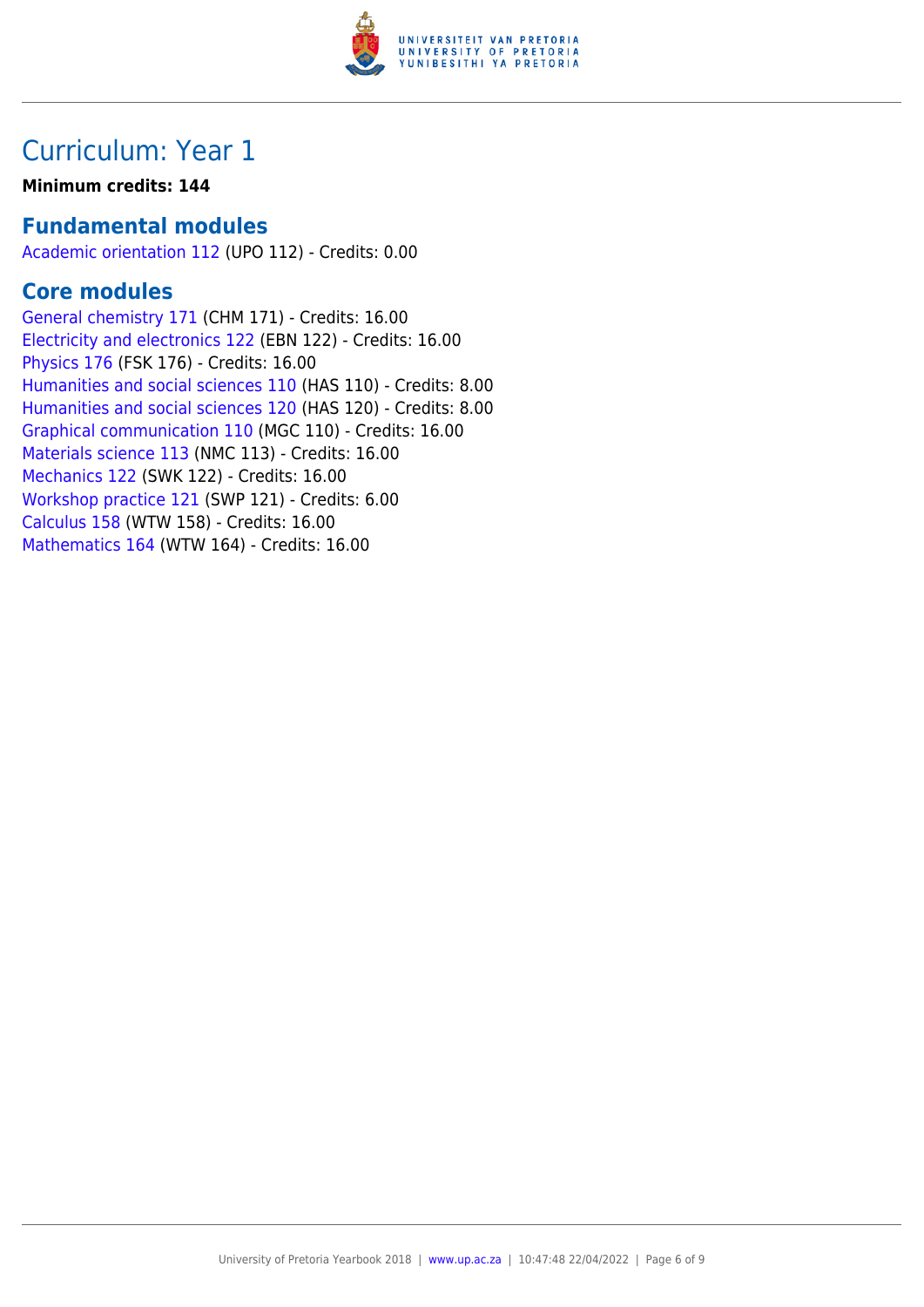# Curriculum: Year 1

**Minimum credits: 144**

## Fundamental modules

Academic orientation 112 (UPO 112) - Credits: 0.00

## Core modules

General chemistry 171 (CHM 171) - Credits: 16.00
Electricity and electronics 122 (EBN 122) - Credits: 16.00
Physics 176 (FSK 176) - Credits: 16.00
Humanities and social sciences 110 (HAS 110) - Credits: 8.00
Humanities and social sciences 120 (HAS 120) - Credits: 8.00
Graphical communication 110 (MGC 110) - Credits: 16.00
Materials science 113 (NMC 113) - Credits: 16.00
Mechanics 122 (SWK 122) - Credits: 16.00
Workshop practice 121 (SWP 121) - Credits: 6.00
Calculus 158 (WTW 158) - Credits: 16.00
Mathematics 164 (WTW 164) - Credits: 16.00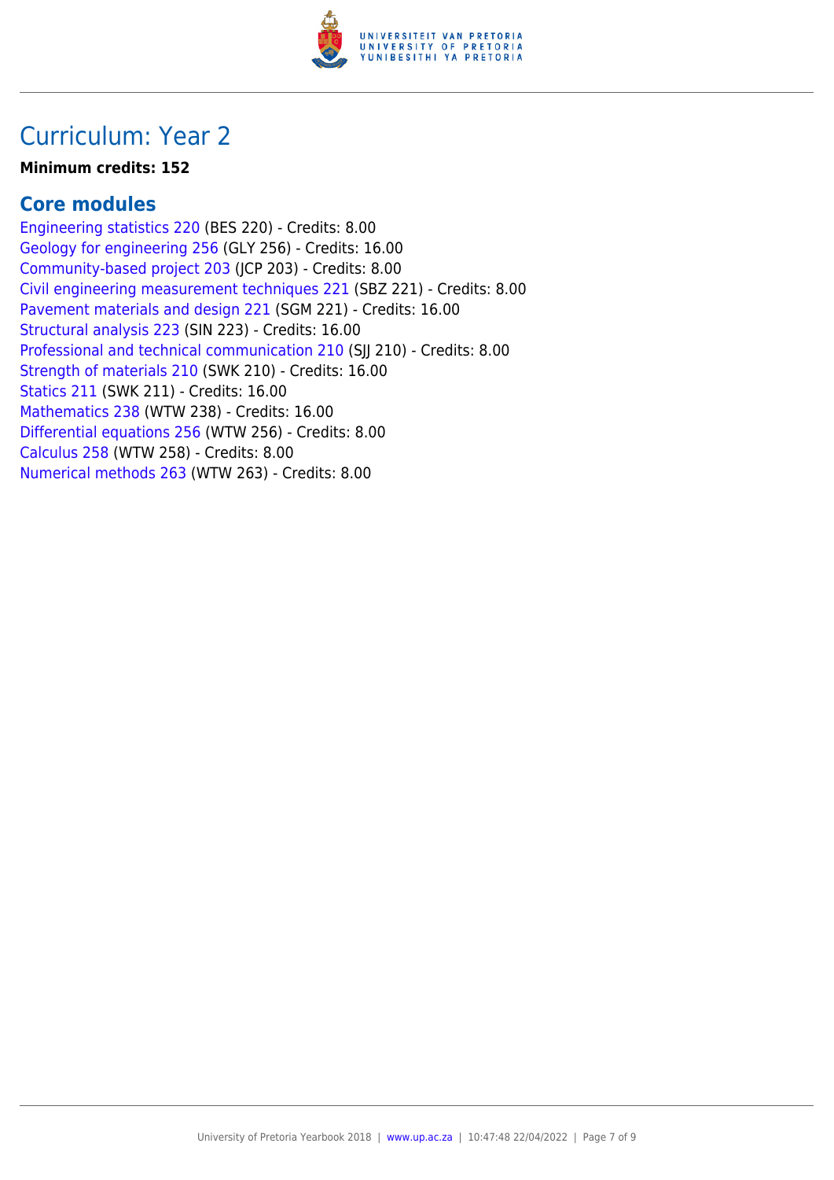# Curriculum: Year 2

**Minimum credits: 152**

## Core modules

Engineering statistics 220 (BES 220) - Credits: 8.00
Geology for engineering 256 (GLY 256) - Credits: 16.00
Community-based project 203 (JCP 203) - Credits: 8.00
Civil engineering measurement techniques 221 (SBZ 221) - Credits: 8.00
Pavement materials and design 221 (SGM 221) - Credits: 16.00
Structural analysis 223 (SIN 223) - Credits: 16.00
Professional and technical communication 210 (SJJ 210) - Credits: 8.00
Strength of materials 210 (SWK 210) - Credits: 16.00
Statics 211 (SWK 211) - Credits: 16.00
Mathematics 238 (WTW 238) - Credits: 16.00
Differential equations 256 (WTW 256) - Credits: 8.00
Calculus 258 (WTW 258) - Credits: 8.00
Numerical methods 263 (WTW 263) - Credits: 8.00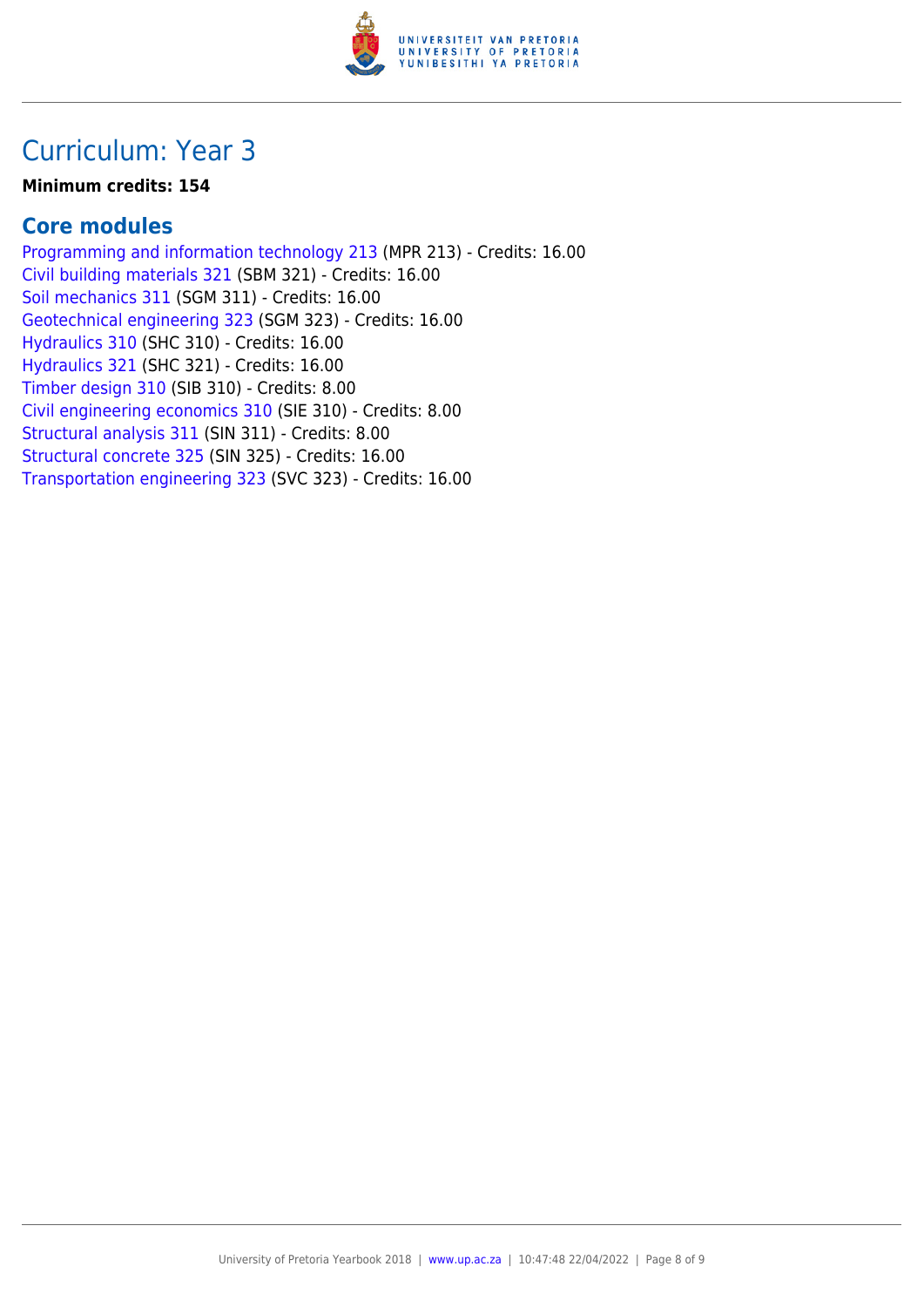# Curriculum: Year 3

**Minimum credits: 154**

## Core modules

Programming and information technology 213 (MPR 213) - Credits: 16.00
Civil building materials 321 (SBM 321) - Credits: 16.00
Soil mechanics 311 (SGM 311) - Credits: 16.00
Geotechnical engineering 323 (SGM 323) - Credits: 16.00
Hydraulics 310 (SHC 310) - Credits: 16.00
Hydraulics 321 (SHC 321) - Credits: 16.00
Timber design 310 (SIB 310) - Credits: 8.00
Civil engineering economics 310 (SIE 310) - Credits: 8.00
Structural analysis 311 (SIN 311) - Credits: 8.00
Structural concrete 325 (SIN 325) - Credits: 16.00
Transportation engineering 323 (SVC 323) - Credits: 16.00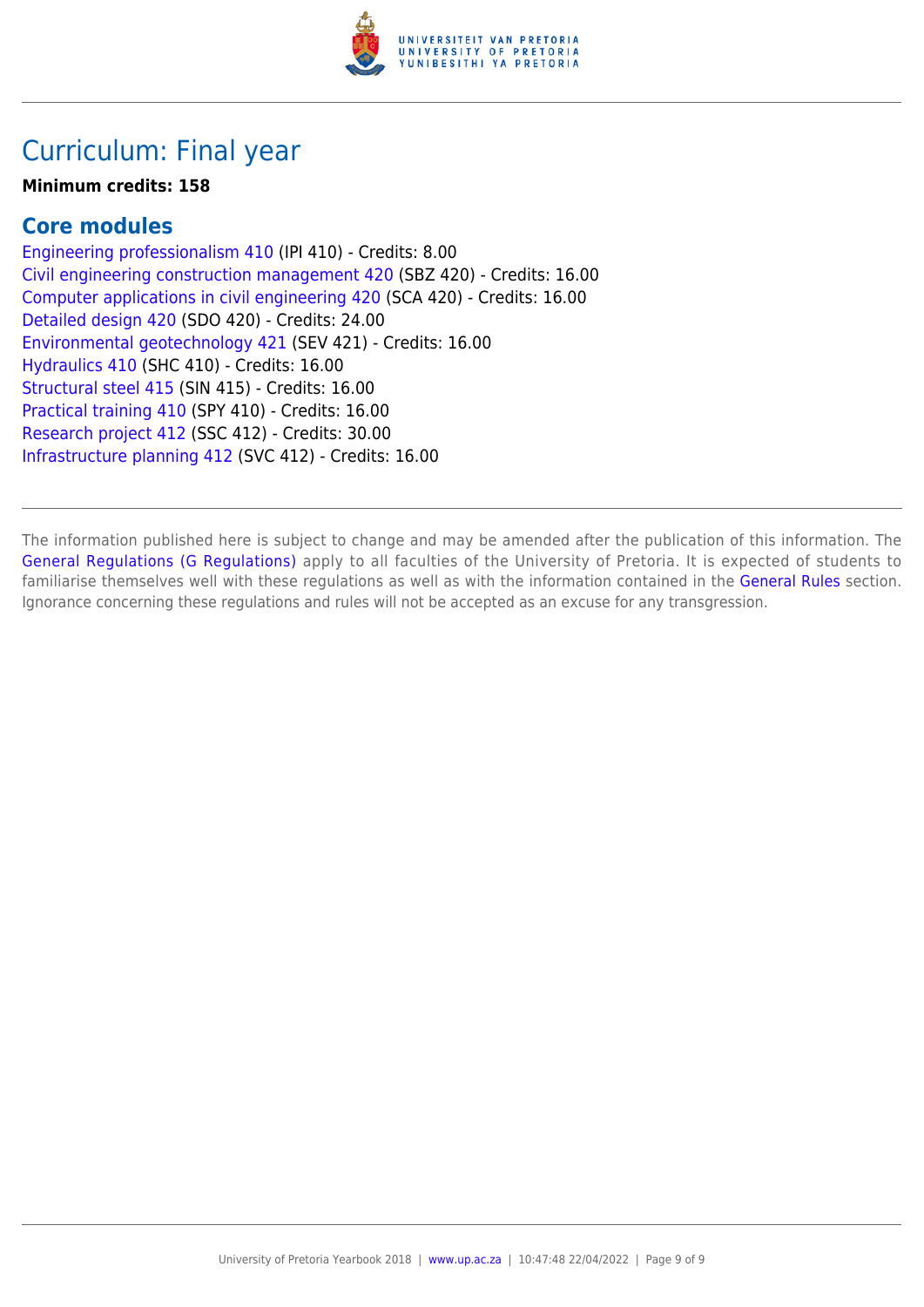# Curriculum: Final year

**Minimum credits: 158**

## Core modules

Engineering professionalism 410 (IPI 410) - Credits: 8.00
Civil engineering construction management 420 (SBZ 420) - Credits: 16.00
Computer applications in civil engineering 420 (SCA 420) - Credits: 16.00
Detailed design 420 (SDO 420) - Credits: 24.00
Environmental geotechnology 421 (SEV 421) - Credits: 16.00
Hydraulics 410 (SHC 410) - Credits: 16.00
Structural steel 415 (SIN 415) - Credits: 16.00
Practical training 410 (SPY 410) - Credits: 16.00
Research project 412 (SSC 412) - Credits: 30.00
Infrastructure planning 412 (SVC 412) - Credits: 16.00

---

The information published here is subject to change and may be amended after the publication of this information. The General Regulations (G Regulations) apply to all faculties of the University of Pretoria. It is expected of students to familiarise themselves well with these regulations as well as with the information contained in the General Rules section. Ignorance concerning these regulations and rules will not be accepted as an excuse for any transgression.